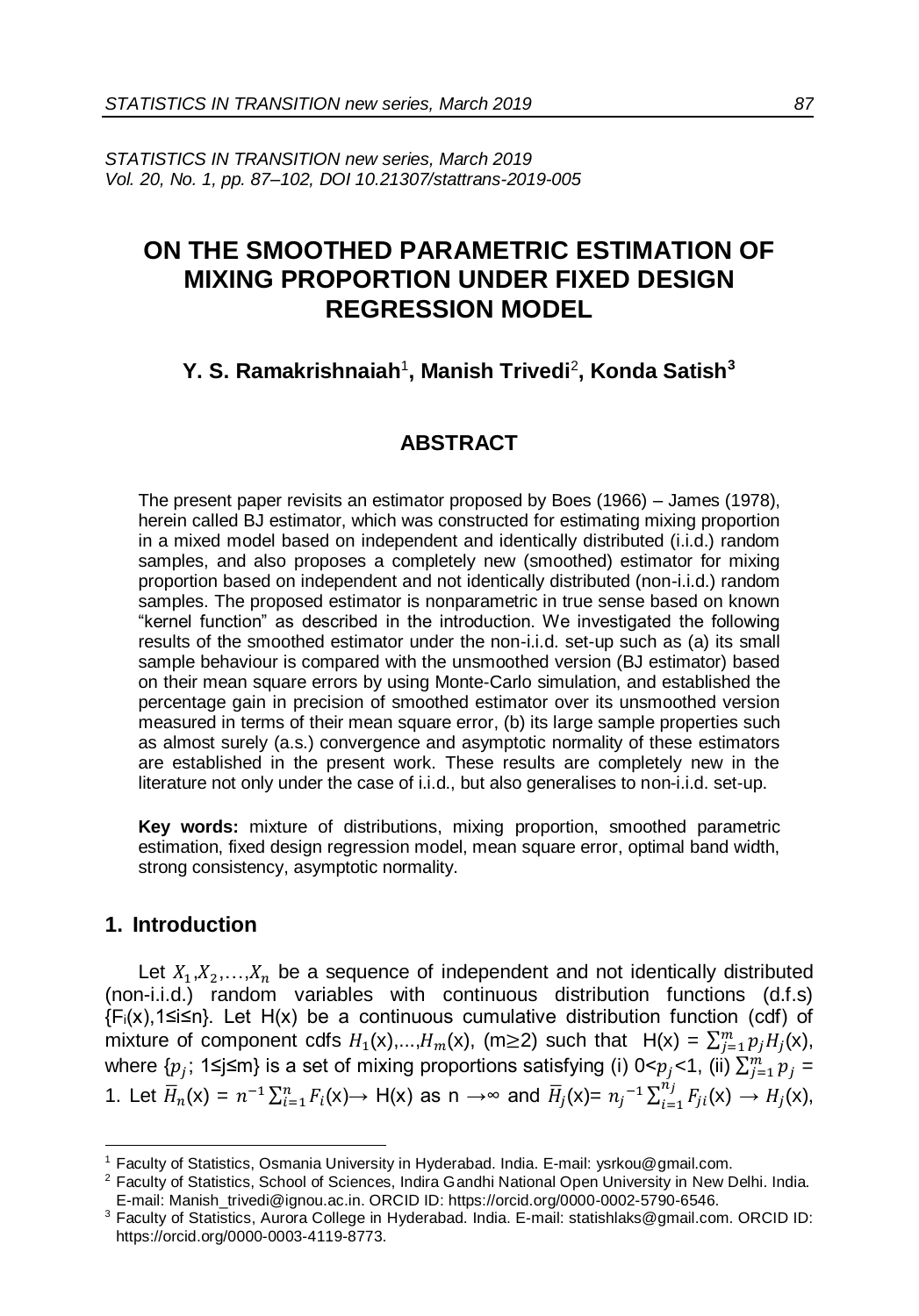STATISTICS IN TRANSITION new series, March 2019
Vol. 20, No. 1, pp. 87–102, DOI 10.21307/stattrans-2019-005

# ON THE SMOOTHED PARAMETRIC ESTIMATION OF MIXING PROPORTION UNDER FIXED DESIGN REGRESSION MODEL

**Y. S. Ramakrishnaiah**[1]**, Manish Trivedi**[2]**, Konda Satish**[3]

## ABSTRACT

The present paper revisits an estimator proposed by Boes (1966) – James (1978), herein called BJ estimator, which was constructed for estimating mixing proportion in a mixed model based on independent and identically distributed (i.i.d.) random samples, and also proposes a completely new (smoothed) estimator for mixing proportion based on independent and not identically distributed (non-i.i.d.) random samples. The proposed estimator is nonparametric in true sense based on known "kernel function" as described in the introduction. We investigated the following results of the smoothed estimator under the non-i.i.d. set-up such as (a) its small sample behaviour is compared with the unsmoothed version (BJ estimator) based on their mean square errors by using Monte-Carlo simulation, and established the percentage gain in precision of smoothed estimator over its unsmoothed version measured in terms of their mean square error, (b) its large sample properties such as almost surely (a.s.) convergence and asymptotic normality of these estimators are established in the present work. These results are completely new in the literature not only under the case of i.i.d., but also generalises to non-i.i.d. set-up.

**Key words:** mixture of distributions, mixing proportion, smoothed parametric estimation, fixed design regression model, mean square error, optimal band width, strong consistency, asymptotic normality.

## 1. Introduction

Let $X_1, X_2, \ldots, X_n$ be a sequence of independent and not identically distributed (non-i.i.d.) random variables with continuous distribution functions (d.f.s) $\{F_i(x), 1 \le i \le n\}$. Let H(x) be a continuous cumulative distribution function (cdf) of mixture of component cdfs $H_1(x), \ldots, H_m(x)$, $(m \ge 2)$ such that $H(x) = \sum_{j=1}^{m} p_j H_j(x)$, where $\{p_j;\ 1 \le j \le m\}$ is a set of mixing proportions satisfying (i) $0 < p_j < 1$, (ii) $\sum_{j=1}^{m} p_j = 1$. Let $\bar{H}_n(x) = n^{-1} \sum_{i=1}^{n} F_i(x) \rightarrow H(x)$ as $n \rightarrow \infty$ and $\bar{H}_j(x) = {n_j}^{-1} \sum_{i=1}^{n_j} F_{ji}(x) \rightarrow H_j(x)$,

---

[1] Faculty of Statistics, Osmania University in Hyderabad. India. E-mail: ysrkou@gmail.com.

[2] Faculty of Statistics, School of Sciences, Indira Gandhi National Open University in New Delhi. India. E-mail: Manish_trivedi@ignou.ac.in. ORCID ID: https://orcid.org/0000-0002-5790-6546.

[3] Faculty of Statistics, Aurora College in Hyderabad. India. E-mail: statishlaks@gmail.com. ORCID ID: https://orcid.org/0000-0003-4119-8773.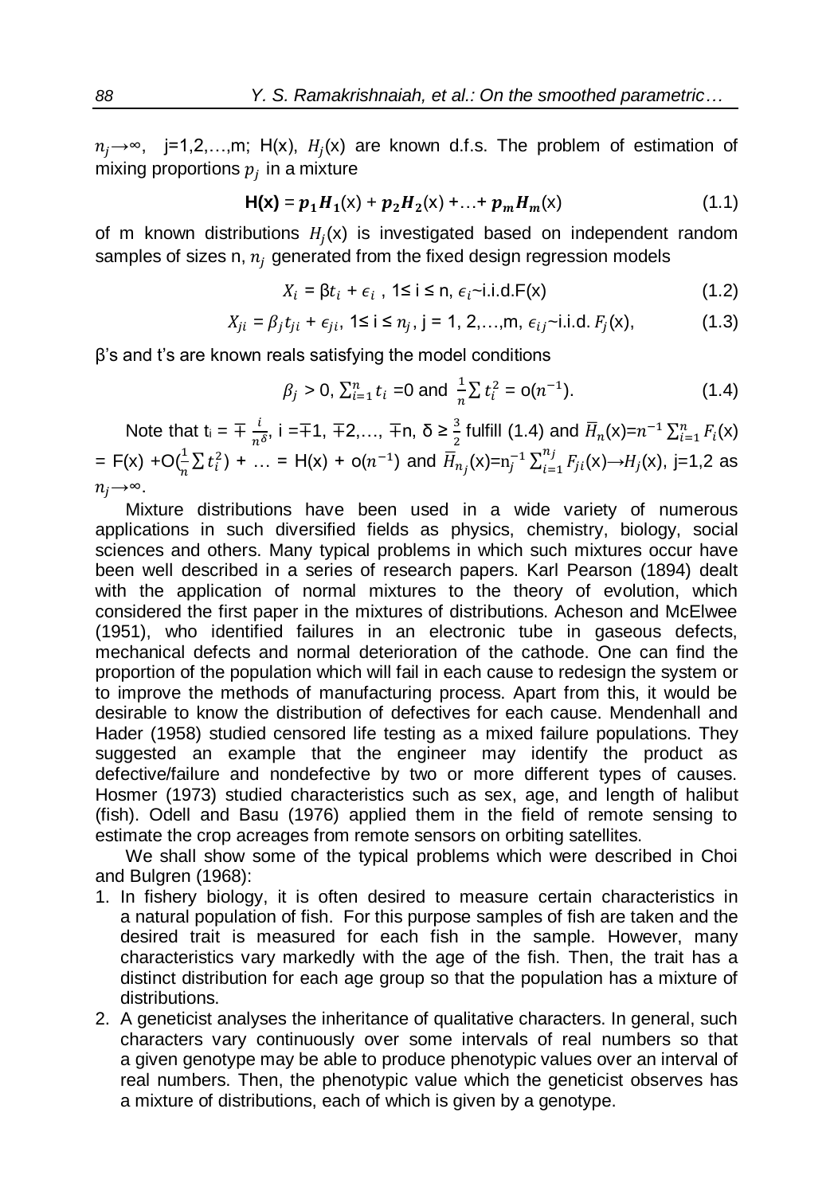$n_j \to \infty$, j=1,2,…,m; H(x), $H_j$(x) are known d.f.s. The problem of estimation of mixing proportions $p_j$ in a mixture

$$\mathbf{H(x)} = \boldsymbol{p_1 H_1}(\text{x}) + \boldsymbol{p_2 H_2}(\text{x}) + \ldots + \boldsymbol{p_m H_m}(\text{x}) \tag{1.1}$$

of m known distributions $H_j$(x) is investigated based on independent random samples of sizes n, $n_j$ generated from the fixed design regression models

$$X_i = \beta t_i + \epsilon_i \text{ , } 1 \le i \le n, \ \epsilon_i \sim \text{i.i.d.F(x)} \tag{1.2}$$

$$X_{ji} = \beta_j t_{ji} + \epsilon_{ji}, \ 1 \le i \le n_j, \ j = 1, 2, \ldots, m, \ \epsilon_{ij} \sim \text{i.i.d. } F_j(\text{x}), \tag{1.3}$$

β's and t's are known reals satisfying the model conditions

$$\beta_j > 0, \ \sum_{i=1}^{n} t_i = 0 \text{ and } \frac{1}{n}\sum t_i^2 = o(n^{-1}). \tag{1.4}$$

Note that $t_i = \mp \frac{i}{n^{\delta}}$, i =∓1, ∓2,…, ∓n, $\delta \ge \frac{3}{2}$ fulfill (1.4) and $\overline{H}_n(\text{x}) = n^{-1}\sum_{i=1}^{n} F_i(\text{x})$ = F(x) +O($\frac{1}{n}\sum t_i^2$) + … = H(x) + $o(n^{-1})$ and $\overline{H}_{n_j}(\text{x}) = n_j^{-1}\sum_{i=1}^{n_j} F_{ji}(\text{x}) \to H_j(\text{x})$, j=1,2 as $n_j \to \infty$.

Mixture distributions have been used in a wide variety of numerous applications in such diversified fields as physics, chemistry, biology, social sciences and others. Many typical problems in which such mixtures occur have been well described in a series of research papers. Karl Pearson (1894) dealt with the application of normal mixtures to the theory of evolution, which considered the first paper in the mixtures of distributions. Acheson and McElwee (1951), who identified failures in an electronic tube in gaseous defects, mechanical defects and normal deterioration of the cathode. One can find the proportion of the population which will fail in each cause to redesign the system or to improve the methods of manufacturing process. Apart from this, it would be desirable to know the distribution of defectives for each cause. Mendenhall and Hader (1958) studied censored life testing as a mixed failure populations. They suggested an example that the engineer may identify the product as defective/failure and nondefective by two or more different types of causes. Hosmer (1973) studied characteristics such as sex, age, and length of halibut (fish). Odell and Basu (1976) applied them in the field of remote sensing to estimate the crop acreages from remote sensors on orbiting satellites.

We shall show some of the typical problems which were described in Choi and Bulgren (1968):

1. In fishery biology, it is often desired to measure certain characteristics in a natural population of fish. For this purpose samples of fish are taken and the desired trait is measured for each fish in the sample. However, many characteristics vary markedly with the age of the fish. Then, the trait has a distinct distribution for each age group so that the population has a mixture of distributions.
2. A geneticist analyses the inheritance of qualitative characters. In general, such characters vary continuously over some intervals of real numbers so that a given genotype may be able to produce phenotypic values over an interval of real numbers. Then, the phenotypic value which the geneticist observes has a mixture of distributions, each of which is given by a genotype.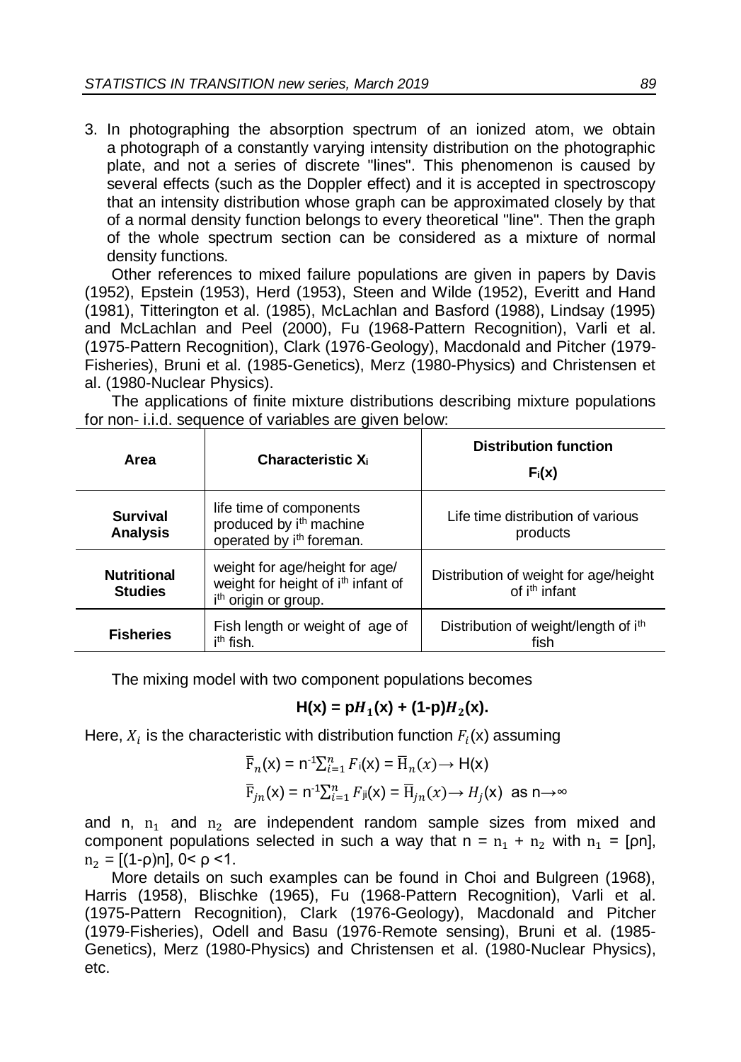3. In photographing the absorption spectrum of an ionized atom, we obtain a photograph of a constantly varying intensity distribution on the photographic plate, and not a series of discrete "lines". This phenomenon is caused by several effects (such as the Doppler effect) and it is accepted in spectroscopy that an intensity distribution whose graph can be approximated closely by that of a normal density function belongs to every theoretical "line". Then the graph of the whole spectrum section can be considered as a mixture of normal density functions.

Other references to mixed failure populations are given in papers by Davis (1952), Epstein (1953), Herd (1953), Steen and Wilde (1952), Everitt and Hand (1981), Titterington et al. (1985), McLachlan and Basford (1988), Lindsay (1995) and McLachlan and Peel (2000), Fu (1968-Pattern Recognition), Varli et al. (1975-Pattern Recognition), Clark (1976-Geology), Macdonald and Pitcher (1979-Fisheries), Bruni et al. (1985-Genetics), Merz (1980-Physics) and Christensen et al. (1980-Nuclear Physics).

The applications of finite mixture distributions describing mixture populations for non- i.i.d. sequence of variables are given below:

| Area | Characteristic $X_i$ | Distribution function $F_i(x)$ |
|---|---|---|
| **Survival Analysis** | life time of components produced by $i^{th}$ machine operated by $i^{th}$ foreman. | Life time distribution of various products |
| **Nutritional Studies** | weight for age/height for age/ weight for height of $i^{th}$ infant of $i^{th}$ origin or group. | Distribution of weight for age/height of $i^{th}$ infant |
| **Fisheries** | Fish length or weight of age of $i^{th}$ fish. | Distribution of weight/length of $i^{th}$ fish |

The mixing model with two component populations becomes

$$\mathbf{H(x) = p}H_1\mathbf{(x) + (1\text{-}p)}H_2\mathbf{(x).}$$

Here, $X_i$ is the characteristic with distribution function $F_i(x)$ assuming

$$\overline{F}_n(x) = n^{-1}\sum_{i=1}^{n} F_i(x) = \overline{H}_n(x) \rightarrow H(x)$$

$$\overline{F}_{jn}(x) = n^{-1}\sum_{i=1}^{n} F_{ji}(x) = \overline{H}_{jn}(x) \rightarrow H_j(x) \text{ as } n\rightarrow\infty$$

and n, $n_1$ and $n_2$ are independent random sample sizes from mixed and component populations selected in such a way that $n = n_1 + n_2$ with $n_1 = [\rho n]$, $n_2 = [(1-\rho)n]$, $0< \rho <1$.

More details on such examples can be found in Choi and Bulgreen (1968), Harris (1958), Blischke (1965), Fu (1968-Pattern Recognition), Varli et al. (1975-Pattern Recognition), Clark (1976-Geology), Macdonald and Pitcher (1979-Fisheries), Odell and Basu (1976-Remote sensing), Bruni et al. (1985-Genetics), Merz (1980-Physics) and Christensen et al. (1980-Nuclear Physics), etc.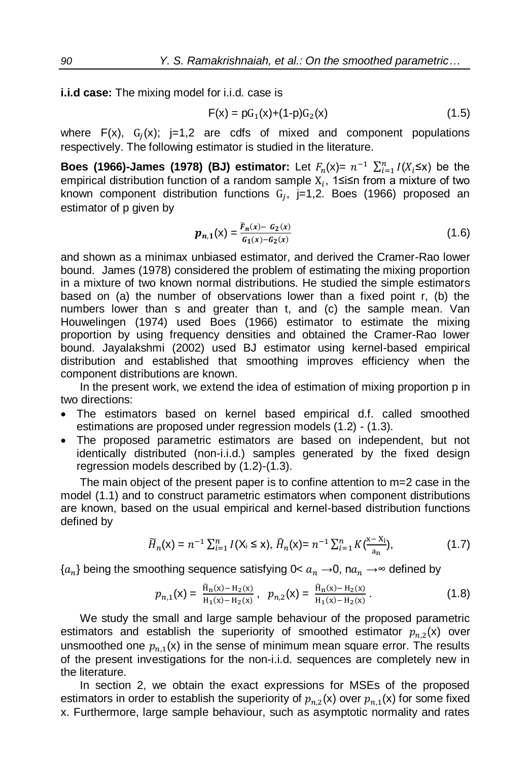**i.i.d case:** The mixing model for i.i.d. case is

$$F(x) = pG_1(x)+(1-p)G_2(x) \tag{1.5}$$

where $F(x)$, $G_j(x)$; j=1,2 are cdfs of mixed and component populations respectively. The following estimator is studied in the literature.

**Boes (1966)-James (1978) (BJ) estimator:** Let $F_n(x)= n^{-1} \sum_{i=1}^{n} I(X_i \le x)$ be the empirical distribution function of a random sample $X_i$, $1 \le i \le n$ from a mixture of two known component distribution functions $G_j$, j=1,2. Boes (1966) proposed an estimator of p given by

$$\boldsymbol{p_{n,1}}(x) = \frac{\tilde{F}_n(x) - G_2(x)}{G_1(x) - G_2(x)} \tag{1.6}$$

and shown as a minimax unbiased estimator, and derived the Cramer-Rao lower bound. James (1978) considered the problem of estimating the mixing proportion in a mixture of two known normal distributions. He studied the simple estimators based on (a) the number of observations lower than a fixed point r, (b) the numbers lower than s and greater than t, and (c) the sample mean. Van Houwelingen (1974) used Boes (1966) estimator to estimate the mixing proportion by using frequency densities and obtained the Cramer-Rao lower bound. Jayalakshmi (2002) used BJ estimator using kernel-based empirical distribution and established that smoothing improves efficiency when the component distributions are known.

In the present work, we extend the idea of estimation of mixing proportion p in two directions:

- The estimators based on kernel based empirical d.f. called smoothed estimations are proposed under regression models (1.2) - (1.3).
- The proposed parametric estimators are based on independent, but not identically distributed (non-i.i.d.) samples generated by the fixed design regression models described by (1.2)-(1.3).

The main object of the present paper is to confine attention to m=2 case in the model (1.1) and to construct parametric estimators when component distributions are known, based on the usual empirical and kernel-based distribution functions defined by

$$\tilde{H}_n(x) = n^{-1} \sum_{i=1}^{n} I(X_i \le x),\ \hat{H}_n(x)= n^{-1} \sum_{i=1}^{n} K\left(\frac{x - X_i}{a_n}\right), \tag{1.7}$$

$\{a_n\}$ being the smoothing sequence satisfying $0< a_n \to 0$, $na_n \to \infty$ defined by

$$p_{n,1}(x) = \frac{\tilde{H}_n(x) - H_2(x)}{H_1(x) - H_2(x)},\quad p_{n,2}(x) = \frac{\hat{H}_n(x) - H_2(x)}{H_1(x) - H_2(x)}. \tag{1.8}$$

We study the small and large sample behaviour of the proposed parametric estimators and establish the superiority of smoothed estimator $p_{n,2}(x)$ over unsmoothed one $p_{n,1}(x)$ in the sense of minimum mean square error. The results of the present investigations for the non-i.i.d. sequences are completely new in the literature.

In section 2, we obtain the exact expressions for MSEs of the proposed estimators in order to establish the superiority of $p_{n,2}(x)$ over $p_{n,1}(x)$ for some fixed x. Furthermore, large sample behaviour, such as asymptotic normality and rates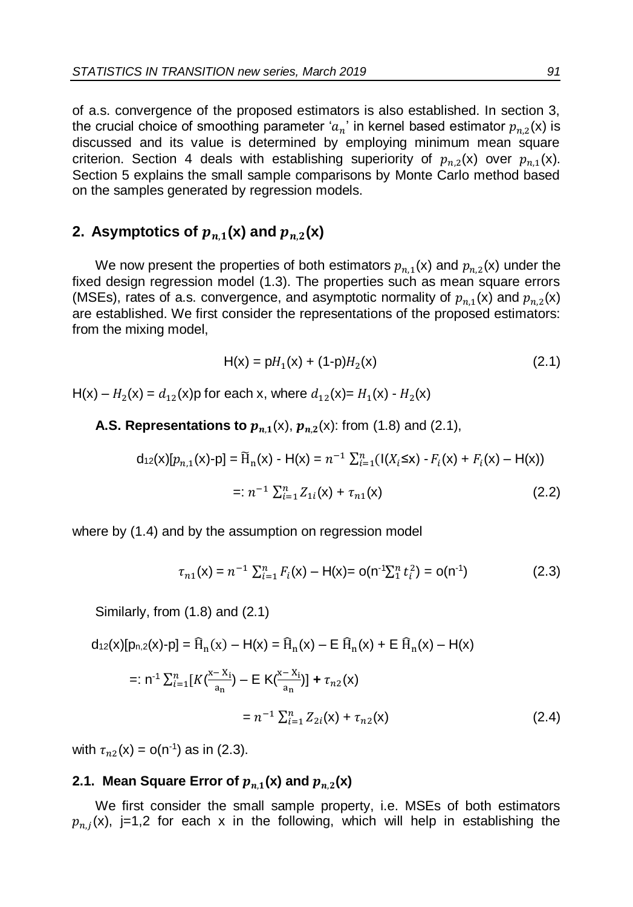of a.s. convergence of the proposed estimators is also established. In section 3, the crucial choice of smoothing parameter '$a_n$' in kernel based estimator $p_{n,2}$(x) is discussed and its value is determined by employing minimum mean square criterion. Section 4 deals with establishing superiority of $p_{n,2}$(x) over $p_{n,1}$(x). Section 5 explains the small sample comparisons by Monte Carlo method based on the samples generated by regression models.

## 2. Asymptotics of $p_{n,1}$(x) and $p_{n,2}$(x)

We now present the properties of both estimators $p_{n,1}$(x) and $p_{n,2}$(x) under the fixed design regression model (1.3). The properties such as mean square errors (MSEs), rates of a.s. convergence, and asymptotic normality of $p_{n,1}$(x) and $p_{n,2}$(x) are established. We first consider the representations of the proposed estimators: from the mixing model,

$$\mathrm{H(x)} = \mathrm{p}H_1(\mathrm{x}) + (1\text{-p})H_2(\mathrm{x}) \tag{2.1}$$

H(x) – $H_2$(x) = $d_{12}$(x)p for each x, where $d_{12}$(x)= $H_1$(x) - $H_2$(x)

**A.S. Representations to $p_{n,1}$(x), $p_{n,2}$(x)**: from (1.8) and (2.1),

$$\mathrm{d}_{12}(\mathrm{x})[p_{n,1}(\mathrm{x})\text{-p}] = \widetilde{\mathrm{H}}_{\mathrm{n}}(\mathrm{x}) - \mathrm{H(x)} = n^{-1}\sum_{i=1}^{n}(\mathrm{I}(X_i \le \mathrm{x}) - F_i(\mathrm{x}) + F_i(\mathrm{x}) - \mathrm{H(x)})$$

$$=: n^{-1}\sum_{i=1}^{n} Z_{1i}(\mathrm{x}) + \tau_{n1}(\mathrm{x}) \tag{2.2}$$

where by (1.4) and by the assumption on regression model

$$\tau_{n1}(\mathrm{x}) = n^{-1}\sum_{i=1}^{n} F_i(\mathrm{x}) - \mathrm{H(x)} = \mathrm{o}(\mathrm{n}^{-1}\textstyle\sum_1^n t_i^2) = \mathrm{o}(\mathrm{n}^{-1}) \tag{2.3}$$

Similarly, from (1.8) and (2.1)

$$\mathrm{d}_{12}(\mathrm{x})[\mathrm{p}_{n,2}(\mathrm{x})\text{-p}] = \widehat{\mathrm{H}}_{\mathrm{n}}(\mathrm{x}) - \mathrm{H(x)} = \widehat{\mathrm{H}}_{\mathrm{n}}(\mathrm{x}) - \mathrm{E}\,\widehat{\mathrm{H}}_{\mathrm{n}}(\mathrm{x}) + \mathrm{E}\,\widehat{\mathrm{H}}_{\mathrm{n}}(\mathrm{x}) - \mathrm{H(x)}$$

$$=: \mathrm{n}^{-1}\sum_{i=1}^{n}\left[K\left(\frac{\mathrm{x}-\mathrm{X_i}}{\mathrm{a_n}}\right) - \mathrm{E}\,\mathrm{K}\left(\frac{\mathrm{x}-\mathrm{X_i}}{\mathrm{a_n}}\right)\right] + \tau_{n2}(\mathrm{x})$$

$$= n^{-1}\sum_{i=1}^{n} Z_{2i}(\mathrm{x}) + \tau_{n2}(\mathrm{x}) \tag{2.4}$$

with $\tau_{n2}$(x) = o(n$^{-1}$) as in (2.3).

### 2.1. Mean Square Error of $p_{n,1}$(x) and $p_{n,2}$(x)

We first consider the small sample property, i.e. MSEs of both estimators $p_{n,j}$(x), j=1,2 for each x in the following, which will help in establishing the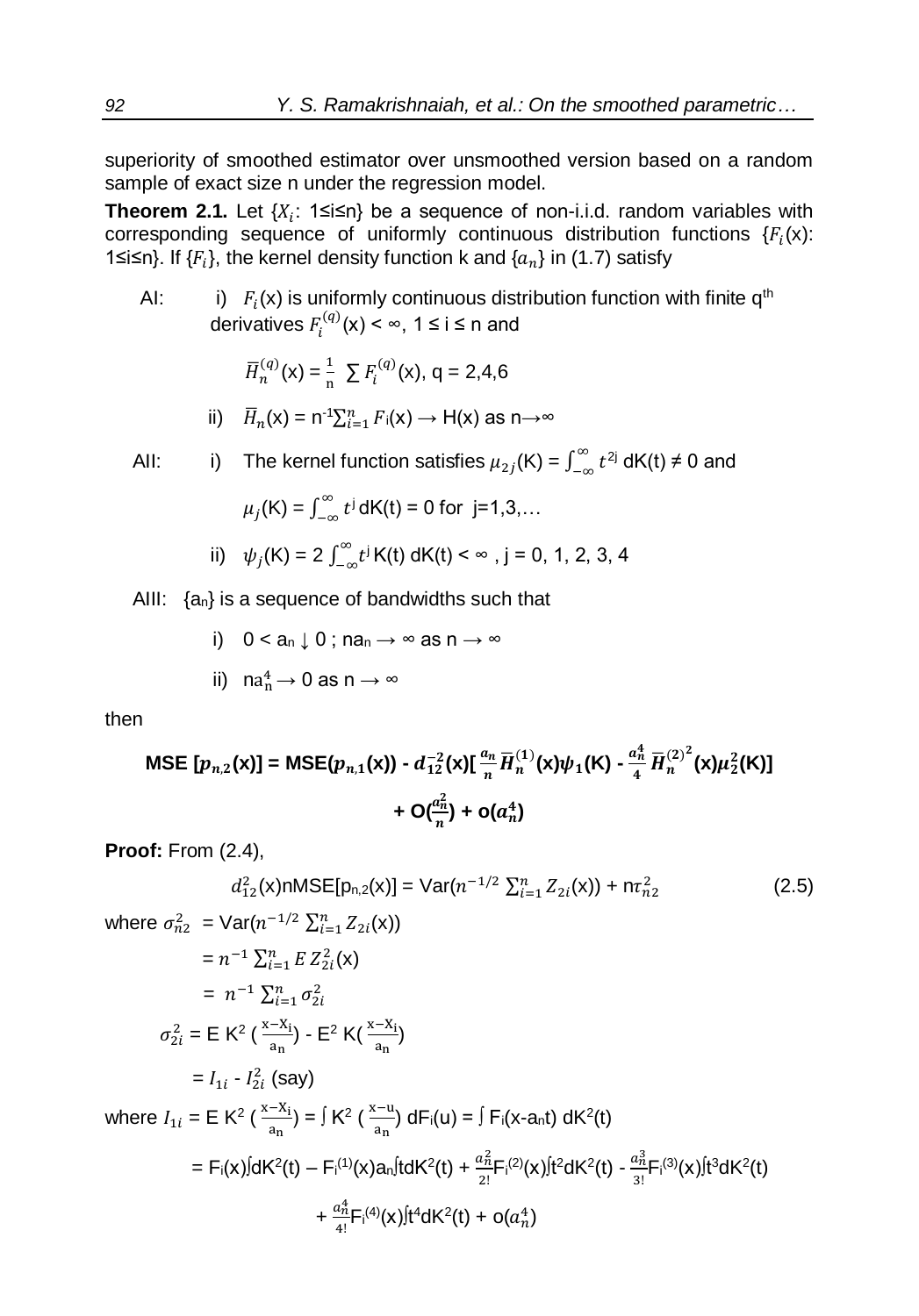superiority of smoothed estimator over unsmoothed version based on a random sample of exact size n under the regression model.

**Theorem 2.1.** Let $\{X_i$: 1≤i≤n$\}$ be a sequence of non-i.i.d. random variables with corresponding sequence of uniformly continuous distribution functions $\{F_i(x)$: 1≤i≤n$\}$. If $\{F_i\}$, the kernel density function k and $\{a_n\}$ in (1.7) satisfy

AI: i) $F_i(x)$ is uniformly continuous distribution function with finite q[th] derivatives $F_i^{(q)}(x) < \infty$, 1 ≤ i ≤ n and

$$\bar{H}_n^{(q)}(x) = \frac{1}{n} \sum F_i^{(q)}(x),\ q = 2,4,6$$

ii) $\bar{H}_n(x) = n^{-1}\sum_{i=1}^{n} F_i(x) \rightarrow H(x)$ as n→∞

AII: i) The kernel function satisfies $\mu_{2j}(K) = \int_{-\infty}^{\infty} t^{2j}\, dK(t) \neq 0$ and

$$\mu_j(K) = \int_{-\infty}^{\infty} t^j\, dK(t) = 0 \text{ for } j=1,3,\ldots$$

ii) $\psi_j(K) = 2\int_{-\infty}^{\infty} t^j K(t)\, dK(t) < \infty$ , j = 0, 1, 2, 3, 4

AIII: $\{a_n\}$ is a sequence of bandwidths such that

i) $0 < a_n \downarrow 0$ ; $na_n \rightarrow \infty$ as $n \rightarrow \infty$

ii) $na_n^4 \rightarrow 0$ as $n \rightarrow \infty$

then

$$\textbf{MSE}\, [p_{n,2}(x)] = \text{MSE}(p_{n,1}(x)) - d_{12}^{-2}(x)\Big[\frac{a_n}{n}\bar{H}_n^{(1)}(x)\psi_1(K) - \frac{a_n^4}{4}\bar{H}_n^{(2)^2}(x)\mu_2^2(K)\Big] + O\Big(\frac{a_n^2}{n}\Big) + o(a_n^4)$$

**Proof:** From (2.4),

$$d_{12}^2(x)n\text{MSE}[p_{n,2}(x)] = \text{Var}\Big(n^{-1/2}\sum_{i=1}^{n} Z_{2i}(x)\Big) + n\tau_{n2}^2 \tag{2.5}$$

where $\sigma_{n2}^2 = \text{Var}(n^{-1/2}\sum_{i=1}^{n} Z_{2i}(x))$

$$= n^{-1}\sum_{i=1}^{n} E\, Z_{2i}^2(x)$$

$$= n^{-1}\sum_{i=1}^{n} \sigma_{2i}^2$$

$$\sigma_{2i}^2 = E\, K^2\Big(\frac{x-X_i}{a_n}\Big) - E^2\, K\Big(\frac{x-X_i}{a_n}\Big)$$

$$= I_{1i} - I_{2i}^2 \text{ (say)}$$

where $I_{1i} = E\, K^2\big(\frac{x-X_i}{a_n}\big) = \int K^2\big(\frac{x-u}{a_n}\big)\, dF_i(u) = \int F_i(x-a_n t)\, dK^2(t)$

$$= F_i(x)\int dK^2(t) - F_i^{(1)}(x)a_n\int t\,dK^2(t) + \frac{a_n^2}{2!}F_i^{(2)}(x)\int t^2 dK^2(t) - \frac{a_n^3}{3!}F_i^{(3)}(x)\int t^3 dK^2(t) + \frac{a_n^4}{4!}F_i^{(4)}(x)\int t^4 dK^2(t) + o(a_n^4)$$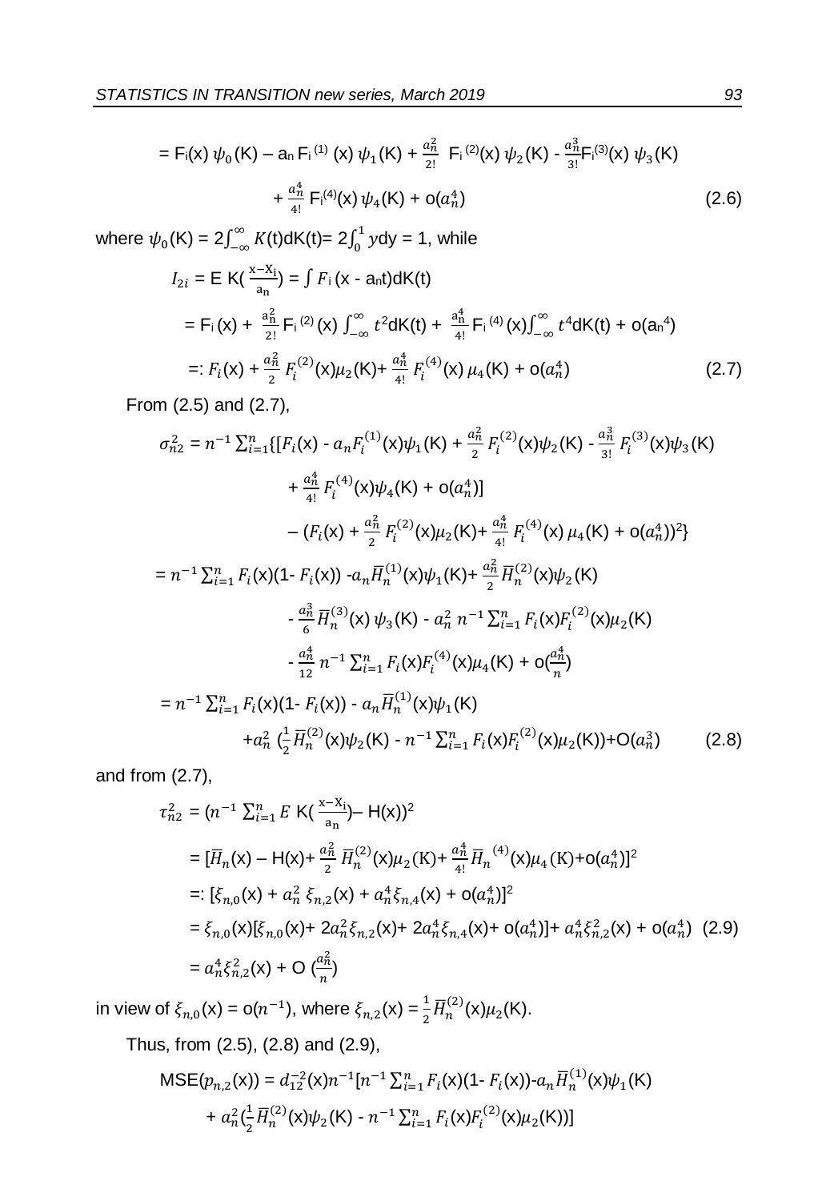$$= F_i(x)\,\psi_0(K) - a_n F_i^{(1)}(x)\,\psi_1(K) + \frac{a_n^2}{2!}\,F_i^{(2)}(x)\,\psi_2(K) - \frac{a_n^3}{3!}F_i^{(3)}(x)\,\psi_3(K)$$

$$+ \frac{a_n^4}{4!}\,F_i^{(4)}(x)\,\psi_4(K) + o(a_n^4) \qquad (2.6)$$

where $\psi_0(K) = 2\int_{-\infty}^{\infty} K(t)dK(t) = 2\int_0^1 y dy = 1$, while

$$I_{2i} = E\,K\left(\frac{x-X_i}{a_n}\right) = \int F_i\,(x - a_n t)dK(t)$$

$$= F_i(x) + \frac{a_n^2}{2!}\,F_i^{(2)}(x)\int_{-\infty}^{\infty} t^2 dK(t) + \frac{a_n^4}{4!}\,F_i^{(4)}(x)\int_{-\infty}^{\infty} t^4 dK(t) + o(a_n^4)$$

$$=: F_i(x) + \frac{a_n^2}{2}\,F_i^{(2)}(x)\mu_2(K) + \frac{a_n^4}{4!}\,F_i^{(4)}(x)\,\mu_4(K) + o(a_n^4) \qquad (2.7)$$

From (2.5) and (2.7),

$$\sigma_{n2}^2 = n^{-1}\sum_{i=1}^n\{[F_i(x) - a_n F_i^{(1)}(x)\psi_1(K) + \frac{a_n^2}{2}\,F_i^{(2)}(x)\psi_2(K) - \frac{a_n^3}{3!}\,F_i^{(3)}(x)\psi_3(K)$$

$$+ \frac{a_n^4}{4!}\,F_i^{(4)}(x)\psi_4(K) + o(a_n^4)]$$

$$- (F_i(x) + \frac{a_n^2}{2}\,F_i^{(2)}(x)\mu_2(K) + \frac{a_n^4}{4!}\,F_i^{(4)}(x)\,\mu_4(K) + o(a_n^4))^2\}$$

$$= n^{-1}\sum_{i=1}^n F_i(x)(1 - F_i(x)) - a_n\bar{H}_n^{(1)}(x)\psi_1(K) + \frac{a_n^2}{2}\,\bar{H}_n^{(2)}(x)\psi_2(K)$$

$$- \frac{a_n^3}{6}\,\bar{H}_n^{(3)}(x)\,\psi_3(K) - a_n^2\, n^{-1}\sum_{i=1}^n F_i(x)F_i^{(2)}(x)\mu_2(K)$$

$$- \frac{a_n^4}{12}\, n^{-1}\sum_{i=1}^n F_i(x)F_i^{(4)}(x)\mu_4(K) + o\left(\frac{a_n^4}{n}\right)$$

$$= n^{-1}\sum_{i=1}^n F_i(x)(1 - F_i(x)) - a_n\bar{H}_n^{(1)}(x)\psi_1(K)$$

$$+ a_n^2\left(\frac{1}{2}\bar{H}_n^{(2)}(x)\psi_2(K) - n^{-1}\sum_{i=1}^n F_i(x)F_i^{(2)}(x)\mu_2(K)\right) + O(a_n^3) \qquad (2.8)$$

and from (2.7),

$$\tau_{n2}^2 = \left(n^{-1}\sum_{i=1}^n E\,K\left(\frac{x-X_i}{a_n}\right) - H(x)\right)^2$$

$$= [\bar{H}_n(x) - H(x) + \frac{a_n^2}{2}\,\bar{H}_n^{(2)}(x)\mu_2(K) + \frac{a_n^4}{4!}\,\bar{H}_n^{(4)}(x)\mu_4(K) + o(a_n^4)]^2$$

$$=: [\xi_{n,0}(x) + a_n^2\,\xi_{n,2}(x) + a_n^4\xi_{n,4}(x) + o(a_n^4)]^2$$

$$= \xi_{n,0}(x)[\xi_{n,0}(x) + 2a_n^2\xi_{n,2}(x) + 2a_n^4\xi_{n,4}(x) + o(a_n^4)] + a_n^4\xi_{n,2}^2(x) + o(a_n^4) \quad (2.9)$$

$$= a_n^4\xi_{n,2}^2(x) + O\left(\frac{a_n^2}{n}\right)$$

in view of $\xi_{n,0}(x) = o(n^{-1})$, where $\xi_{n,2}(x) = \frac{1}{2}\bar{H}_n^{(2)}(x)\mu_2(K)$.

Thus, from (2.5), (2.8) and (2.9),

$$\text{MSE}(p_{n,2}(x)) = d_{12}^{-2}(x)n^{-1}[n^{-1}\sum_{i=1}^n F_i(x)(1 - F_i(x)) - a_n\bar{H}_n^{(1)}(x)\psi_1(K)$$

$$+ a_n^2\left(\frac{1}{2}\bar{H}_n^{(2)}(x)\psi_2(K) - n^{-1}\sum_{i=1}^n F_i(x)F_i^{(2)}(x)\mu_2(K)\right)]$$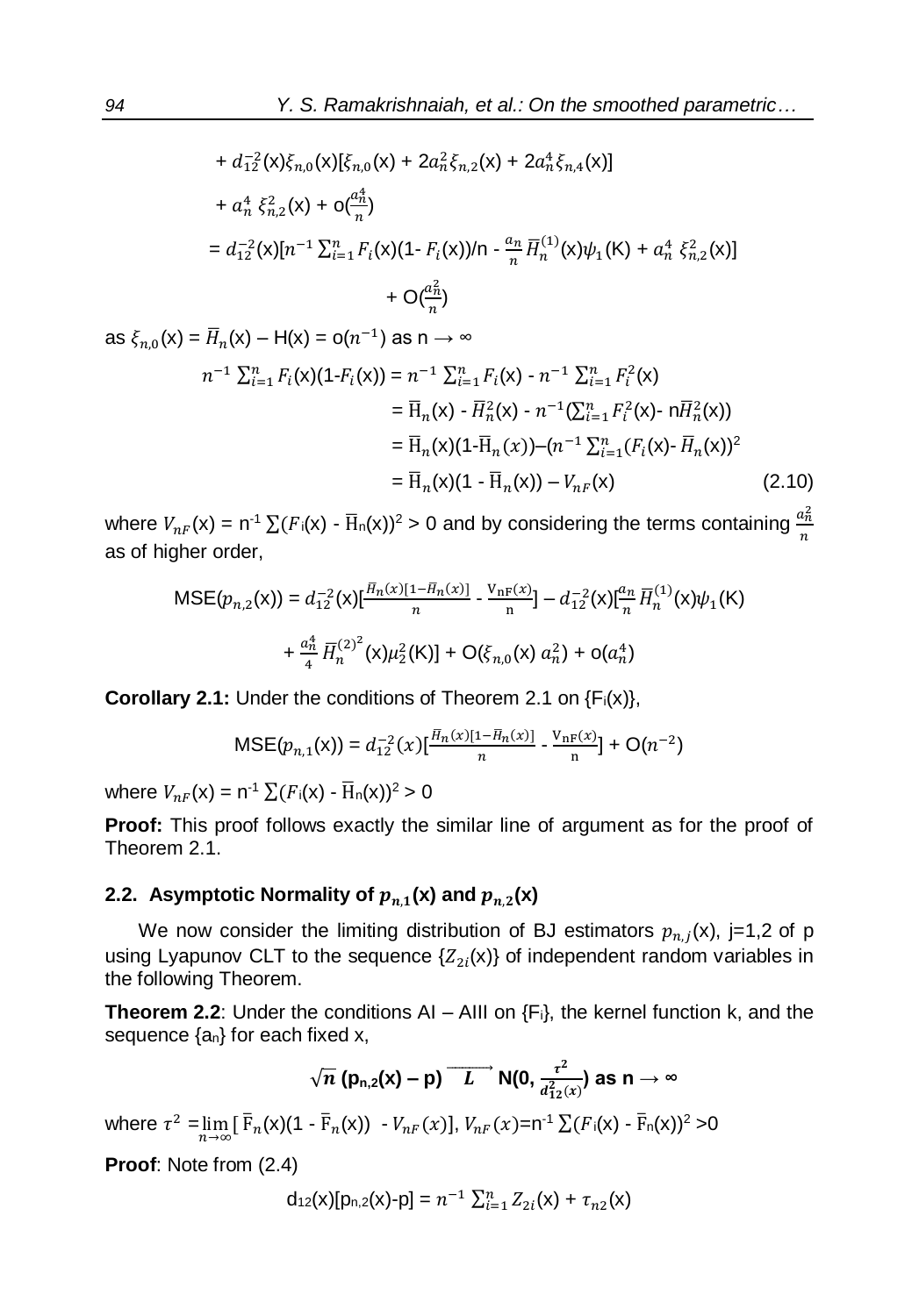$$+ d_{12}^{-2}(x)\xi_{n,0}(x)[\xi_{n,0}(x) + 2a_n^2\xi_{n,2}(x) + 2a_n^4\xi_{n,4}(x)]$$

$$+ a_n^4\ \xi_{n,2}^2(x) + o(\tfrac{a_n^4}{n})$$

$$= d_{12}^{-2}(x)[n^{-1}\textstyle\sum_{i=1}^{n} F_i(x)(1- F_i(x))/n - \frac{a_n}{n}\bar{H}_n^{(1)}(x)\psi_1(K) + a_n^4\ \xi_{n,2}^2(x)]$$

$$+ O(\tfrac{a_n^2}{n})$$

as $\xi_{n,0}(x) = \bar{H}_n(x) – H(x) = o(n^{-1})$ as $n \to \infty$

$$\begin{aligned}
n^{-1}\textstyle\sum_{i=1}^{n} F_i(x)(1-F_i(x)) &= n^{-1}\textstyle\sum_{i=1}^{n} F_i(x) - n^{-1}\textstyle\sum_{i=1}^{n} F_i^2(x) \\
&= \bar{H}_n(x) - \bar{H}_n^2(x) - n^{-1}(\textstyle\sum_{i=1}^{n} F_i^2(x)- n\bar{H}_n^2(x)) \\
&= \bar{H}_n(x)(1-\bar{H}_n(x))–(n^{-1}\textstyle\sum_{i=1}^{n}(F_i(x)- \bar{H}_n(x))^2 \\
&= \bar{H}_n(x)(1 - \bar{H}_n(x)) – V_{nF}(x) \qquad (2.10)
\end{aligned}$$

where $V_{nF}(x) = n^{-1}\sum(F_i(x) - \bar{H}_n(x))^2 > 0$ and by considering the terms containing $\frac{a_n^2}{n}$ as of higher order,

$$MSE(p_{n,2}(x)) = d_{12}^{-2}(x)[\tfrac{\bar{H}_n(x)[1-\bar{H}_n(x)]}{n} - \tfrac{V_{nF}(x)}{n}] – d_{12}^{-2}(x)[\tfrac{a_n}{n}\bar{H}_n^{(1)}(x)\psi_1(K)$$

$$+ \tfrac{a_n^4}{4}\bar{H}_n^{(2)^2}(x)\mu_2^2(K)] + O(\xi_{n,0}(x)\ a_n^2) + o(a_n^4)$$

**Corollary 2.1:** Under the conditions of Theorem 2.1 on $\{F_i(x)\}$,

$$MSE(p_{n,1}(x)) = d_{12}^{-2}(x)[\tfrac{\bar{H}_n(x)[1-\bar{H}_n(x)]}{n} - \tfrac{V_{nF}(x)}{n}] + O(n^{-2})$$

where $V_{nF}(x) = n^{-1}\sum(F_i(x) - \bar{H}_n(x))^2 > 0$

**Proof:** This proof follows exactly the similar line of argument as for the proof of Theorem 2.1.

## 2.2. Asymptotic Normality of $p_{n,1}(x)$ and $p_{n,2}(x)$

We now consider the limiting distribution of BJ estimators $p_{n,j}(x)$, j=1,2 of p using Lyapunov CLT to the sequence $\{Z_{2i}(x)\}$ of independent random variables in the following Theorem.

**Theorem 2.2**: Under the conditions AI – AIII on $\{F_i\}$, the kernel function k, and the sequence $\{a_n\}$ for each fixed x,

$$\sqrt{n}\ (p_{n,2}(x) – p) \xrightarrow{L} N(0, \tfrac{\tau^2}{d_{12}^2(x)}) \text{ as } n \to \infty$$

where $\tau^2 = \lim_{n\to\infty}[\bar{F}_n(x)(1 - \bar{F}_n(x)) - V_{nF}(x)]$, $V_{nF}(x)=n^{-1}\sum(F_i(x) - \bar{F}_n(x))^2 >0$

**Proof**: Note from (2.4)

$$d_{12}(x)[p_{n,2}(x)-p] = n^{-1}\textstyle\sum_{i=1}^{n} Z_{2i}(x) + \tau_{n2}(x)$$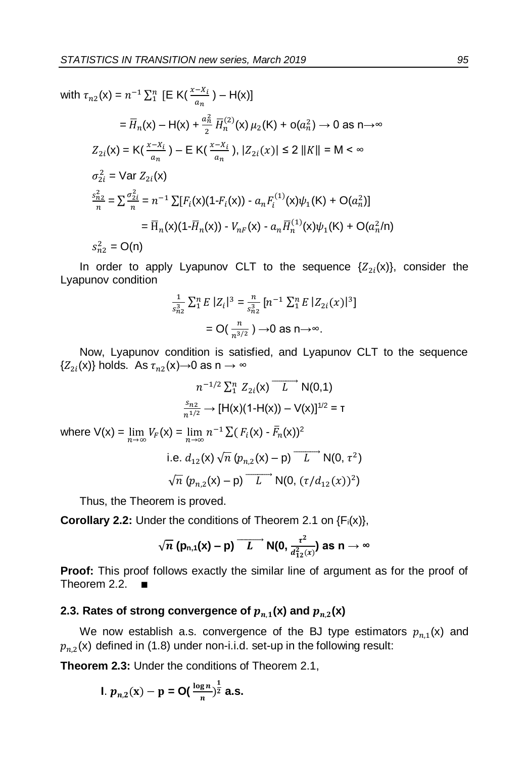with $\tau_{n2}(x) = n^{-1} \sum_1^n$ [E K$(\frac{x-X_i}{a_n})$ – H(x)]

$$= \bar{H}_n(x) - H(x) + \frac{a_n^2}{2} \bar{H}_n^{(2)}(x)\, \mu_2(K) + o(a_n^2) \to 0 \text{ as } n \to \infty$$

$$Z_{2i}(x) = K(\tfrac{x-X_i}{a_n}) - E\, K(\tfrac{x-X_i}{a_n}),\ |Z_{2i}(x)| \le 2\, \|K\| = M < \infty$$

$$\sigma_{2i}^2 = \text{Var}\, Z_{2i}(x)$$

$$\frac{s_{n2}^2}{n} = \sum \frac{\sigma_{2i}^2}{n} = n^{-1} \sum [F_i(x)(1\text{-}F_i(x)) - a_n F_i^{(1)}(x)\psi_1(K) + O(a_n^2)]$$

$$= \bar{H}_n(x)(1\text{-}\bar{H}_n(x)) - V_{nF}(x) - a_n \bar{H}_n^{(1)}(x)\psi_1(K) + O(a_n^2/n)$$

$$s_{n2}^2 = O(n)$$

In order to apply Lyapunov CLT to the sequence $\{Z_{2i}(x)\}$, consider the Lyapunov condition

$$\frac{1}{s_{n2}^3} \sum_1^n E\,|Z_i|^3 = \frac{n}{s_{n2}^3} [n^{-1} \sum_1^n E\,|Z_{2i}(x)|^3]$$

$$= O(\tfrac{n}{n^{3/2}}) \to 0 \text{ as } n \to \infty.$$

Now, Lyapunov condition is satisfied, and Lyapunov CLT to the sequence $\{Z_{2i}(x)\}$ holds. As $\tau_{n2}(x) \to 0$ as $n \to \infty$

$$n^{-1/2} \sum_1^n Z_{2i}(x) \xrightarrow{L} N(0,1)$$

$$\frac{s_{n2}}{n^{1/2}} \to [H(x)(1\text{-}H(x)) - V(x)]^{1/2} = \tau$$

where $V(x) = \lim_{n\to\infty} V_F(x) = \lim_{n\to\infty} n^{-1} \sum (F_i(x) - \bar{F}_n(x))^2$

$$\text{i.e. } d_{12}(x) \sqrt{n}\, (p_{n,2}(x) - p) \xrightarrow{L} N(0, \tau^2)$$

$$\sqrt{n}\, (p_{n,2}(x) - p) \xrightarrow{L} N(0, (\tau/d_{12}(x))^2)$$

Thus, the Theorem is proved.

**Corollary 2.2:** Under the conditions of Theorem 2.1 on $\{F_i(x)\}$,

$$\sqrt{n}\, (p_{n,1}(x) - p) \xrightarrow{L} N(0, \tfrac{\tau^2}{d_{12}^2(x)}) \text{ as } n \to \infty$$

**Proof:** This proof follows exactly the similar line of argument as for the proof of Theorem 2.2. ■

### 2.3. Rates of strong convergence of $p_{n,1}(x)$ and $p_{n,2}(x)$

We now establish a.s. convergence of the BJ type estimators $p_{n,1}(x)$ and $p_{n,2}(x)$ defined in (1.8) under non-i.i.d. set-up in the following result:

**Theorem 2.3:** Under the conditions of Theorem 2.1,

**I**. $p_{n,2}(x) - p = O(\frac{\log n}{n})^{\frac{1}{2}}$ **a.s.**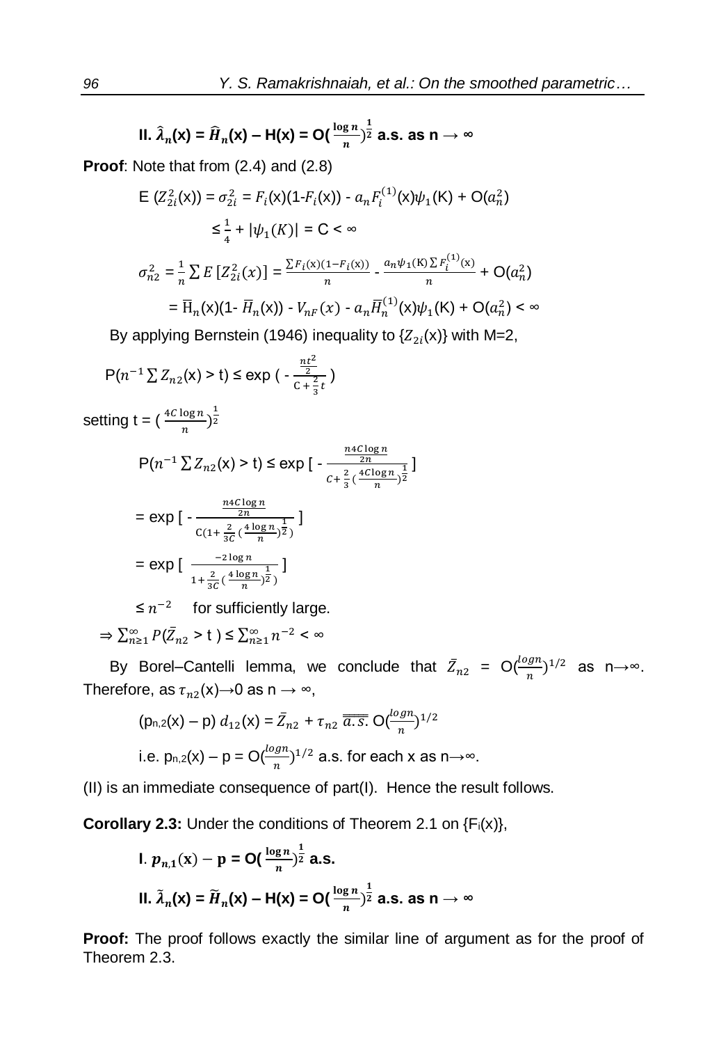**II.** $\hat{\lambda}_n(x) = \hat{H}_n(x) - H(x) = O(\frac{\log n}{n})^{\frac{1}{2}}$ **a.s. as n → ∞**

**Proof**: Note that from (2.4) and (2.8)

$$E\,(Z_{2i}^2(x)) = \sigma_{2i}^2 = F_i(x)(1\text{-}F_i(x)) - a_n F_i^{(1)}(x)\psi_1(K) + O(a_n^2)$$

$$\leq \frac{1}{4} + |\psi_1(K)| = C < \infty$$

$$\sigma_{n2}^2 = \frac{1}{n}\sum E\,[Z_{2i}^2(x)] = \frac{\sum F_i(x)(1-F_i(x))}{n} - \frac{a_n\psi_1(K)\sum F_i^{(1)}(x)}{n} + O(a_n^2)$$

$$= \overline{H}_n(x)(1\text{-}\ \overline{H}_n(x)) - V_{nF}(x) - a_n\overline{H}_n^{(1)}(x)\psi_1(K) + O(a_n^2) < \infty$$

By applying Bernstein (1946) inequality to $\{Z_{2i}(x)\}$ with M=2,

$$P(n^{-1}\sum Z_{n2}(x) > t) \leq \exp\left(-\frac{\frac{nt^2}{2}}{C + \frac{2}{3}t}\right)$$

setting $t = (\frac{4C\log n}{n})^{\frac{1}{2}}$

$$P(n^{-1}\sum Z_{n2}(x) > t) \leq \exp\left[-\frac{\frac{n4C\log n}{2n}}{C + \frac{2}{3}(\frac{4C\log n}{n})^{\frac{1}{2}}}\right]$$

$$= \exp\left[-\frac{\frac{n4C\log n}{2n}}{C(1 + \frac{2}{3C}(\frac{4\log n}{n})^{\frac{1}{2}})}\right]$$

$$= \exp\left[\frac{-2\log n}{1 + \frac{2}{3C}(\frac{4\log n}{n})^{\frac{1}{2}})}\right]$$

$\leq n^{-2}$ for sufficiently large.

$$\Rightarrow \sum_{n\geq 1}^{\infty} P(\bar{Z}_{n2} > t) \leq \sum_{n\geq 1}^{\infty} n^{-2} < \infty$$

By Borel–Cantelli lemma, we conclude that $\bar{Z}_{n2} = O(\frac{\log n}{n})^{1/2}$ as n→∞. Therefore, as $\tau_{n2}(x) \to 0$ as n → ∞,

$$(p_{n,2}(x) - p)\, d_{12}(x) = \bar{Z}_{n2} + \tau_{n2} \overline{\overline{a.s.}}\, O(\frac{\log n}{n})^{1/2}$$

i.e. $p_{n,2}(x) - p = O(\frac{\log n}{n})^{1/2}$ a.s. for each x as n→∞.

(II) is an immediate consequence of part(I). Hence the result follows.

**Corollary 2.3:** Under the conditions of Theorem 2.1 on $\{F_i(x)\}$,

**I.** $p_{n,1}(x) - p = O(\frac{\log n}{n})^{\frac{1}{2}}$ **a.s.**

**II.** $\tilde{\lambda}_n(x) = \tilde{H}_n(x) - H(x) = O(\frac{\log n}{n})^{\frac{1}{2}}$ **a.s. as n → ∞**

**Proof:** The proof follows exactly the similar line of argument as for the proof of Theorem 2.3.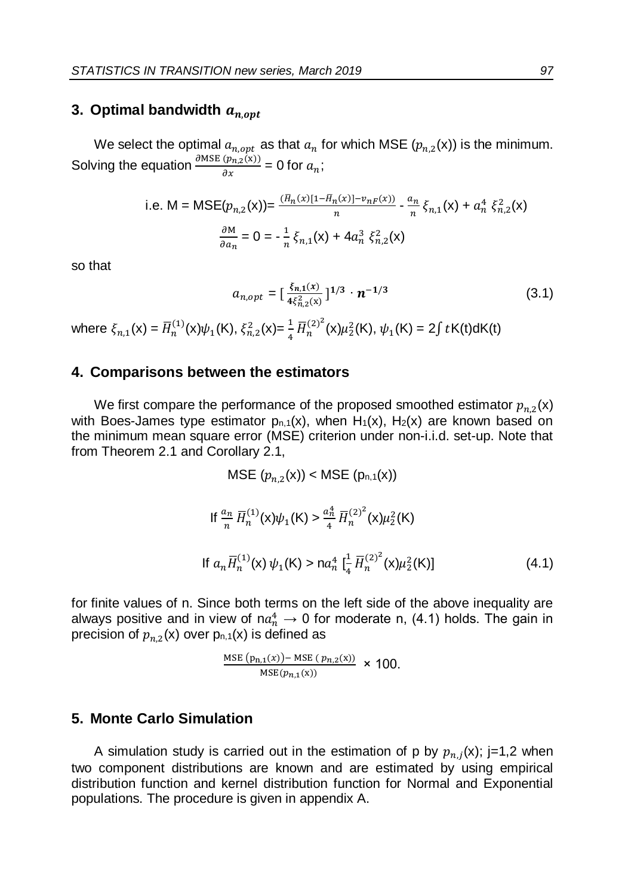## 3. Optimal bandwidth $a_{n,opt}$

We select the optimal $a_{n,opt}$ as that $a_n$ for which MSE ($p_{n,2}$(x)) is the minimum. Solving the equation $\frac{\partial \text{MSE}\,(p_{n,2}(x))}{\partial x}$ = 0 for $a_n$;

$$\text{i.e. M = MSE}(p_{n,2}(\text{x}))= \frac{(\bar{H}_n(x)[1-\bar{H}_n(x)]-v_{nF}(x))}{n} - \frac{a_n}{n}\,\xi_{n,1}(\text{x}) + a_n^4\;\xi_{n,2}^2(\text{x})$$

$$\frac{\partial \text{M}}{\partial a_n} = 0 = -\frac{1}{n}\,\xi_{n,1}(\text{x}) + 4a_n^3\;\xi_{n,2}^2(\text{x})$$

so that

$$a_{n,opt} = [\,\frac{\xi_{n,1}(x)}{4\xi_{n,2}^2(\text{x})}\,]^{1/3}\cdot n^{-1/3} \tag{3.1}$$

where $\xi_{n,1}$(x) = $\bar{H}_n^{(1)}$(x)$\psi_1$(K), $\xi_{n,2}^2$(x)= $\frac{1}{4}\,\bar{H}_n^{(2)^2}$(x)$\mu_2^2$(K), $\psi_1$(K) = 2$\int t$K(t)dK(t)

## 4. Comparisons between the estimators

We first compare the performance of the proposed smoothed estimator $p_{n,2}$(x) with Boes-James type estimator $p_{n,1}$(x), when $H_1$(x), $H_2$(x) are known based on the minimum mean square error (MSE) criterion under non-i.i.d. set-up. Note that from Theorem 2.1 and Corollary 2.1,

$$\text{MSE}\;(p_{n,2}(\text{x})) < \text{MSE}\;(p_{n,1}(\text{x}))$$

$$\text{If}\;\frac{a_n}{n}\,\bar{H}_n^{(1)}(\text{x})\psi_1(\text{K}) > \frac{a_n^4}{4}\,\bar{H}_n^{(2)^2}(\text{x})\mu_2^2(\text{K})$$

$$\text{If}\;a_n\bar{H}_n^{(1)}(\text{x})\,\psi_1(\text{K}) > \text{n}a_n^4\;[\tfrac{1}{4}\,\bar{H}_n^{(2)^2}(\text{x})\mu_2^2(\text{K})] \tag{4.1}$$

for finite values of n. Since both terms on the left side of the above inequality are always positive and in view of n$a_n^4$ $\rightarrow$ 0 for moderate n, (4.1) holds. The gain in precision of $p_{n,2}$(x) over $p_{n,1}$(x) is defined as

$$\frac{\text{MSE}\;(p_{n,1}(x)) - \text{MSE}\;(\,p_{n,2}(\text{x}))}{\text{MSE}(p_{n,1}(\text{x}))} \times 100.$$

## 5. Monte Carlo Simulation

A simulation study is carried out in the estimation of p by $p_{n,j}$(x); j=1,2 when two component distributions are known and are estimated by using empirical distribution function and kernel distribution function for Normal and Exponential populations. The procedure is given in appendix A.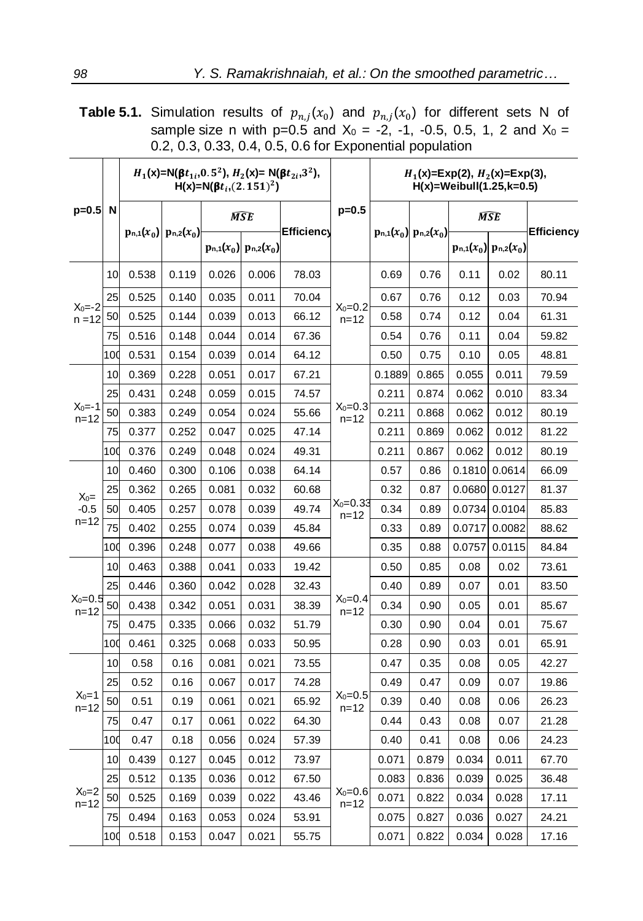**Table 5.1.** Simulation results of $p_{n,j}(x_0)$ and $p_{n,j}(x_0)$ for different sets N of sample size n with p=0.5 and $X_0$ = -2, -1, -0.5, 0.5, 1, 2 and $X_0$ = 0.2, 0.3, 0.33, 0.4, 0.5, 0.6 for Exponential population

| p=0.5 | N | $H_1$(x)=N($\beta t_{1i}$,$0.5^2$), $H_2$(x)= N($\beta t_{2i}$,$3^2$), H(x)=N($\beta t_i$,$(2.151)^2$) | | | | | p=0.5 | $H_1$(x)=Exp(2), $H_2$(x)=Exp(3), H(x)=Weibull(1.25,k=0.5) | | | | |
|---|---|---|---|---|---|---|---|---|---|---|---|---|
| | | $p_{n,1}(x_0)$ | $p_{n,2}(x_0)$ | $\widehat{MSE}$ | | Efficiency | | $p_{n,1}(x_0)$ | $p_{n,2}(x_0)$ | $\widehat{MSE}$ | | Efficiency |
| | | | | $p_{n,1}(x_0)$ | $p_{n,2}(x_0)$ | | | | | $p_{n,1}(x_0)$ | $p_{n,2}(x_0)$ | |
| $X_0$=-2 n =12 | 10 | 0.538 | 0.119 | 0.026 | 0.006 | 78.03 | $X_0$=0.2 n=12 | 0.69 | 0.76 | 0.11 | 0.02 | 80.11 |
| | 25 | 0.525 | 0.140 | 0.035 | 0.011 | 70.04 | | 0.67 | 0.76 | 0.12 | 0.03 | 70.94 |
| | 50 | 0.525 | 0.144 | 0.039 | 0.013 | 66.12 | | 0.58 | 0.74 | 0.12 | 0.04 | 61.31 |
| | 75 | 0.516 | 0.148 | 0.044 | 0.014 | 67.36 | | 0.54 | 0.76 | 0.11 | 0.04 | 59.82 |
| | 100 | 0.531 | 0.154 | 0.039 | 0.014 | 64.12 | | 0.50 | 0.75 | 0.10 | 0.05 | 48.81 |
| $X_0$=-1 n=12 | 10 | 0.369 | 0.228 | 0.051 | 0.017 | 67.21 | $X_0$=0.3 n=12 | 0.1889 | 0.865 | 0.055 | 0.011 | 79.59 |
| | 25 | 0.431 | 0.248 | 0.059 | 0.015 | 74.57 | | 0.211 | 0.874 | 0.062 | 0.010 | 83.34 |
| | 50 | 0.383 | 0.249 | 0.054 | 0.024 | 55.66 | | 0.211 | 0.868 | 0.062 | 0.012 | 80.19 |
| | 75 | 0.377 | 0.252 | 0.047 | 0.025 | 47.14 | | 0.211 | 0.869 | 0.062 | 0.012 | 81.22 |
| | 100 | 0.376 | 0.249 | 0.048 | 0.024 | 49.31 | | 0.211 | 0.867 | 0.062 | 0.012 | 80.19 |
| $X_0$= -0.5 n=12 | 10 | 0.460 | 0.300 | 0.106 | 0.038 | 64.14 | $X_0$=0.33 n=12 | 0.57 | 0.86 | 0.1810 | 0.0614 | 66.09 |
| | 25 | 0.362 | 0.265 | 0.081 | 0.032 | 60.68 | | 0.32 | 0.87 | 0.0680 | 0.0127 | 81.37 |
| | 50 | 0.405 | 0.257 | 0.078 | 0.039 | 49.74 | | 0.34 | 0.89 | 0.0734 | 0.0104 | 85.83 |
| | 75 | 0.402 | 0.255 | 0.074 | 0.039 | 45.84 | | 0.33 | 0.89 | 0.0717 | 0.0082 | 88.62 |
| | 100 | 0.396 | 0.248 | 0.077 | 0.038 | 49.66 | | 0.35 | 0.88 | 0.0757 | 0.0115 | 84.84 |
| $X_0$=0.5 n=12 | 10 | 0.463 | 0.388 | 0.041 | 0.033 | 19.42 | $X_0$=0.4 n=12 | 0.50 | 0.85 | 0.08 | 0.02 | 73.61 |
| | 25 | 0.446 | 0.360 | 0.042 | 0.028 | 32.43 | | 0.40 | 0.89 | 0.07 | 0.01 | 83.50 |
| | 50 | 0.438 | 0.342 | 0.051 | 0.031 | 38.39 | | 0.34 | 0.90 | 0.05 | 0.01 | 85.67 |
| | 75 | 0.475 | 0.335 | 0.066 | 0.032 | 51.79 | | 0.30 | 0.90 | 0.04 | 0.01 | 75.67 |
| | 100 | 0.461 | 0.325 | 0.068 | 0.033 | 50.95 | | 0.28 | 0.90 | 0.03 | 0.01 | 65.91 |
| $X_0$=1 n=12 | 10 | 0.58 | 0.16 | 0.081 | 0.021 | 73.55 | $X_0$=0.5 n=12 | 0.47 | 0.35 | 0.08 | 0.05 | 42.27 |
| | 25 | 0.52 | 0.16 | 0.067 | 0.017 | 74.28 | | 0.49 | 0.47 | 0.09 | 0.07 | 19.86 |
| | 50 | 0.51 | 0.19 | 0.061 | 0.021 | 65.92 | | 0.39 | 0.40 | 0.08 | 0.06 | 26.23 |
| | 75 | 0.47 | 0.17 | 0.061 | 0.022 | 64.30 | | 0.44 | 0.43 | 0.08 | 0.07 | 21.28 |
| | 100 | 0.47 | 0.18 | 0.056 | 0.024 | 57.39 | | 0.40 | 0.41 | 0.08 | 0.06 | 24.23 |
| $X_0$=2 n=12 | 10 | 0.439 | 0.127 | 0.045 | 0.012 | 73.97 | $X_0$=0.6 n=12 | 0.071 | 0.879 | 0.034 | 0.011 | 67.70 |
| | 25 | 0.512 | 0.135 | 0.036 | 0.012 | 67.50 | | 0.083 | 0.836 | 0.039 | 0.025 | 36.48 |
| | 50 | 0.525 | 0.169 | 0.039 | 0.022 | 43.46 | | 0.071 | 0.822 | 0.034 | 0.028 | 17.11 |
| | 75 | 0.494 | 0.163 | 0.053 | 0.024 | 53.91 | | 0.075 | 0.827 | 0.036 | 0.027 | 24.21 |
| | 100 | 0.518 | 0.153 | 0.047 | 0.021 | 55.75 | | 0.071 | 0.822 | 0.034 | 0.028 | 17.16 |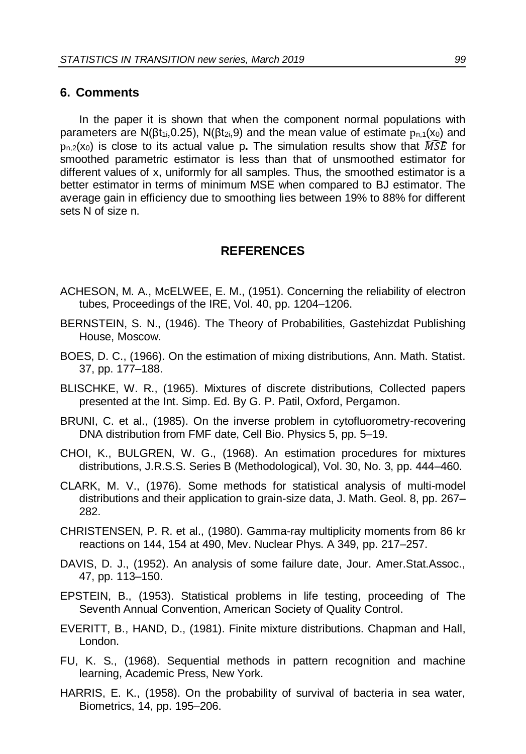## 6. Comments

In the paper it is shown that when the component normal populations with parameters are $N(\beta t_{1i}, 0.25)$, $N(\beta t_{2i}, 9)$ and the mean value of estimate $p_{n,1}(x_0)$ and $p_{n,2}(x_0)$ is close to its actual value p**.** The simulation results show that $\widehat{MSE}$ for smoothed parametric estimator is less than that of unsmoothed estimator for different values of x, uniformly for all samples. Thus, the smoothed estimator is a better estimator in terms of minimum MSE when compared to BJ estimator. The average gain in efficiency due to smoothing lies between 19% to 88% for different sets N of size n.

## REFERENCES

ACHESON, M. A., McELWEE, E. M., (1951). Concerning the reliability of electron tubes, Proceedings of the IRE, Vol. 40, pp. 1204–1206.

BERNSTEIN, S. N., (1946). The Theory of Probabilities, Gastehizdat Publishing House, Moscow.

BOES, D. C., (1966). On the estimation of mixing distributions, Ann. Math. Statist. 37, pp. 177–188.

BLISCHKE, W. R., (1965). Mixtures of discrete distributions, Collected papers presented at the Int. Simp. Ed. By G. P. Patil, Oxford, Pergamon.

BRUNI, C. et al., (1985). On the inverse problem in cytofluorometry-recovering DNA distribution from FMF date, Cell Bio. Physics 5, pp. 5–19.

CHOI, K., BULGREN, W. G., (1968). An estimation procedures for mixtures distributions, J.R.S.S. Series B (Methodological), Vol. 30, No. 3, pp. 444–460.

CLARK, M. V., (1976). Some methods for statistical analysis of multi-model distributions and their application to grain-size data, J. Math. Geol. 8, pp. 267–282.

CHRISTENSEN, P. R. et al., (1980). Gamma-ray multiplicity moments from 86 kr reactions on 144, 154 at 490, Mev. Nuclear Phys. A 349, pp. 217–257.

DAVIS, D. J., (1952). An analysis of some failure date, Jour. Amer.Stat.Assoc., 47, pp. 113–150.

EPSTEIN, B., (1953). Statistical problems in life testing, proceeding of The Seventh Annual Convention, American Society of Quality Control.

EVERITT, B., HAND, D., (1981). Finite mixture distributions. Chapman and Hall, London.

FU, K. S., (1968). Sequential methods in pattern recognition and machine learning, Academic Press, New York.

HARRIS, E. K., (1958). On the probability of survival of bacteria in sea water, Biometrics, 14, pp. 195–206.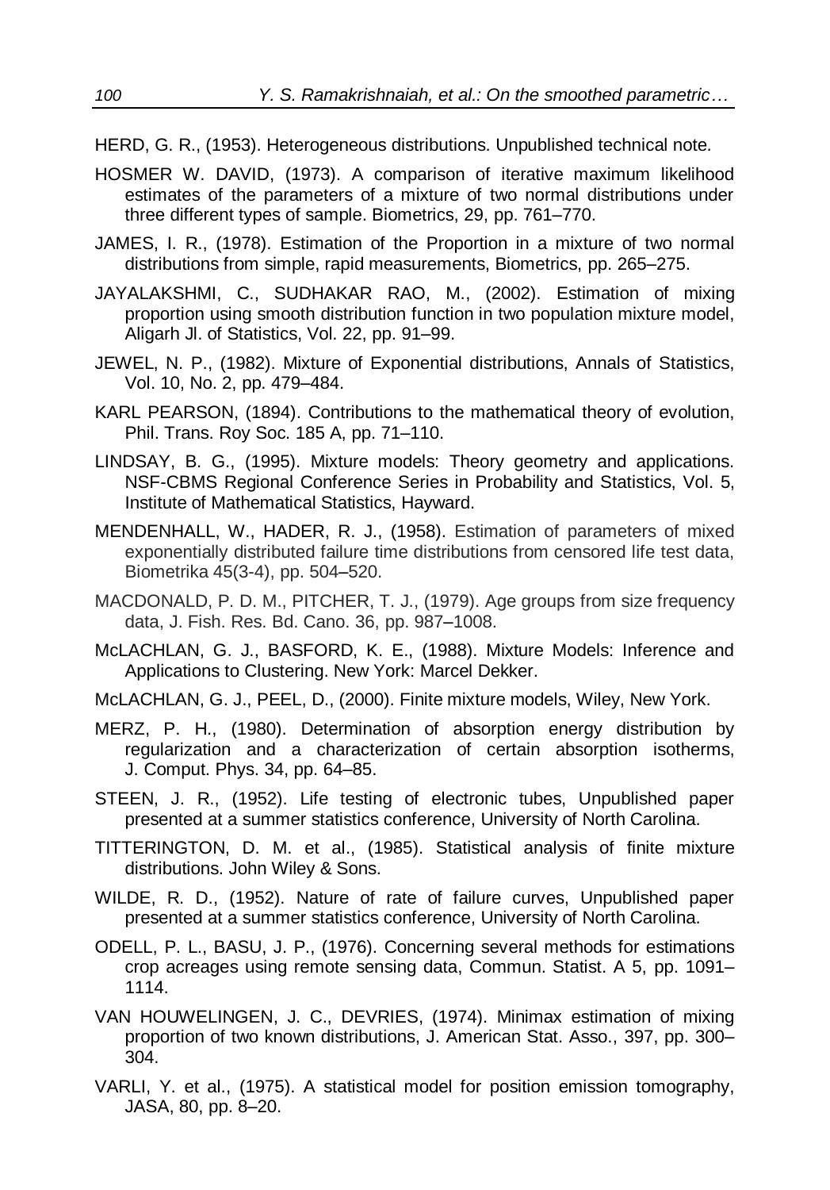HERD, G. R., (1953). Heterogeneous distributions. Unpublished technical note.

HOSMER W. DAVID, (1973). A comparison of iterative maximum likelihood estimates of the parameters of a mixture of two normal distributions under three different types of sample. Biometrics, 29, pp. 761–770.

JAMES, I. R., (1978). Estimation of the Proportion in a mixture of two normal distributions from simple, rapid measurements, Biometrics, pp. 265–275.

JAYALAKSHMI, C., SUDHAKAR RAO, M., (2002). Estimation of mixing proportion using smooth distribution function in two population mixture model, Aligarh Jl. of Statistics, Vol. 22, pp. 91–99.

JEWEL, N. P., (1982). Mixture of Exponential distributions, Annals of Statistics, Vol. 10, No. 2, pp. 479–484.

KARL PEARSON, (1894). Contributions to the mathematical theory of evolution, Phil. Trans. Roy Soc. 185 A, pp. 71–110.

LINDSAY, B. G., (1995). Mixture models: Theory geometry and applications. NSF-CBMS Regional Conference Series in Probability and Statistics, Vol. 5, Institute of Mathematical Statistics, Hayward.

MENDENHALL, W., HADER, R. J., (1958). Estimation of parameters of mixed exponentially distributed failure time distributions from censored life test data, Biometrika 45(3-4), pp. 504–520.

MACDONALD, P. D. M., PITCHER, T. J., (1979). Age groups from size frequency data, J. Fish. Res. Bd. Cano. 36, pp. 987–1008.

McLACHLAN, G. J., BASFORD, K. E., (1988). Mixture Models: Inference and Applications to Clustering. New York: Marcel Dekker.

McLACHLAN, G. J., PEEL, D., (2000). Finite mixture models, Wiley, New York.

MERZ, P. H., (1980). Determination of absorption energy distribution by regularization and a characterization of certain absorption isotherms, J. Comput. Phys. 34, pp. 64–85.

STEEN, J. R., (1952). Life testing of electronic tubes, Unpublished paper presented at a summer statistics conference, University of North Carolina.

TITTERINGTON, D. M. et al., (1985). Statistical analysis of finite mixture distributions. John Wiley & Sons.

WILDE, R. D., (1952). Nature of rate of failure curves, Unpublished paper presented at a summer statistics conference, University of North Carolina.

ODELL, P. L., BASU, J. P., (1976). Concerning several methods for estimations crop acreages using remote sensing data, Commun. Statist. A 5, pp. 1091–1114.

VAN HOUWELINGEN, J. C., DEVRIES, (1974). Minimax estimation of mixing proportion of two known distributions, J. American Stat. Asso., 397, pp. 300–304.

VARLI, Y. et al., (1975). A statistical model for position emission tomography, JASA, 80, pp. 8–20.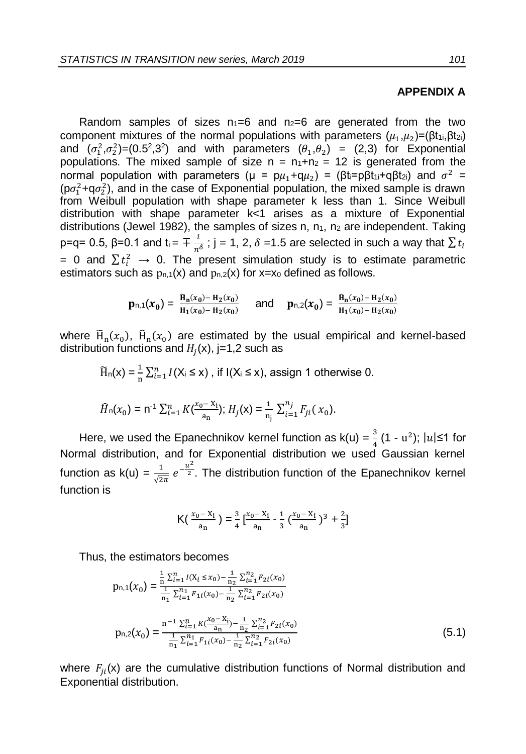## APPENDIX A

Random samples of sizes $n_1$=6 and $n_2$=6 are generated from the two component mixtures of the normal populations with parameters $(\mu_1, \mu_2)$=($\beta t_{1i}$,$\beta t_{2i}$) and $(\sigma_1^2, \sigma_2^2)$=($0.5^2$,$3^2$) and with parameters $(\theta_1, \theta_2)$ = (2,3) for Exponential populations. The mixed sample of size n = $n_1$+$n_2$ = 12 is generated from the normal population with parameters (μ = $p\mu_1$+$q\mu_2$) = ($\beta t_i$=$p\beta t_{1i}$+$q\beta t_{2i}$) and $\sigma^2$ = ($p\sigma_1^2$+$q\sigma_2^2$), and in the case of Exponential population, the mixed sample is drawn from Weibull population with shape parameter k less than 1. Since Weibull distribution with shape parameter k<1 arises as a mixture of Exponential distributions (Jewel 1982), the samples of sizes n, $n_1$, $n_2$ are independent. Taking p=q= 0.5, β=0.1 and $t_i = \mp \frac{i}{n^{\delta}}$ ; j = 1, 2, $\delta$ =1.5 are selected in such a way that $\sum t_i$ = 0 and $\sum t_i^2 \rightarrow 0$. The present simulation study is to estimate parametric estimators such as $p_{n,1}(x)$ and $p_{n,2}(x)$ for x=$x_0$ defined as follows.

$$\mathbf{p}_{n,1}(\boldsymbol{x_0}) = \frac{\widetilde{\mathbf{H}}_{\mathbf{n}}(\boldsymbol{x_0}) - \mathbf{H_2}(\boldsymbol{x_0})}{\mathbf{H_1}(\boldsymbol{x_0}) - \mathbf{H_2}(\boldsymbol{x_0})} \quad \text{and} \quad \mathbf{p}_{n,2}(\boldsymbol{x_0}) = \frac{\widehat{\mathbf{H}}_{\mathbf{n}}(\boldsymbol{x_0}) - \mathbf{H_2}(\boldsymbol{x_0})}{\mathbf{H_1}(\boldsymbol{x_0}) - \mathbf{H_2}(\boldsymbol{x_0})}$$

where $\widetilde{H}_n(x_0)$, $\widehat{H}_n(x_0)$ are estimated by the usual empirical and kernel-based distribution functions and $H_j(x)$, j=1,2 such as

$$\widetilde{H}_n(x) = \frac{1}{n}\sum_{i=1}^{n} I(X_i \le x) \text{ , if } I(X_i \le x) \text{, assign 1 otherwise 0.}$$

$$\widehat{H}_n(x_0) = n^{-1}\sum_{i=1}^{n} K\left(\frac{x_0 - X_i}{a_n}\right); \; H_j(x) = \frac{1}{n_j}\sum_{i=1}^{n_j} F_{ji}(x_0).$$

Here, we used the Epanechnikov kernel function as $k(u) = \frac{3}{4}(1 - u^2)$; $|u|$≤1 for Normal distribution, and for Exponential distribution we used Gaussian kernel function as $k(u) = \frac{1}{\sqrt{2\pi}} e^{-\frac{u^2}{2}}$. The distribution function of the Epanechnikov kernel function is

$$K\left(\frac{x_0 - X_i}{a_n}\right) = \frac{3}{4}\left[\frac{x_0 - X_i}{a_n} - \frac{1}{3}\left(\frac{x_0 - X_i}{a_n}\right)^3 + \frac{2}{3}\right]$$

Thus, the estimators becomes

$$p_{n,1}(x_0) = \frac{\frac{1}{n}\sum_{i=1}^{n} I(X_i \le x_0) - \frac{1}{n_2}\sum_{i=1}^{n_2} F_{2i}(x_0)}{\frac{1}{n_1}\sum_{i=1}^{n_1} F_{1i}(x_0) - \frac{1}{n_2}\sum_{i=1}^{n_2} F_{2i}(x_0)}$$

$$p_{n,2}(x_0) = \frac{n^{-1}\sum_{i=1}^{n} K\left(\frac{x_0 - X_i}{a_n}\right) - \frac{1}{n_2}\sum_{i=1}^{n_2} F_{2i}(x_0)}{\frac{1}{n_1}\sum_{i=1}^{n_1} F_{1i}(x_0) - \frac{1}{n_2}\sum_{i=1}^{n_2} F_{2i}(x_0)} \tag{5.1}$$

where $F_{ji}(x)$ are the cumulative distribution functions of Normal distribution and Exponential distribution.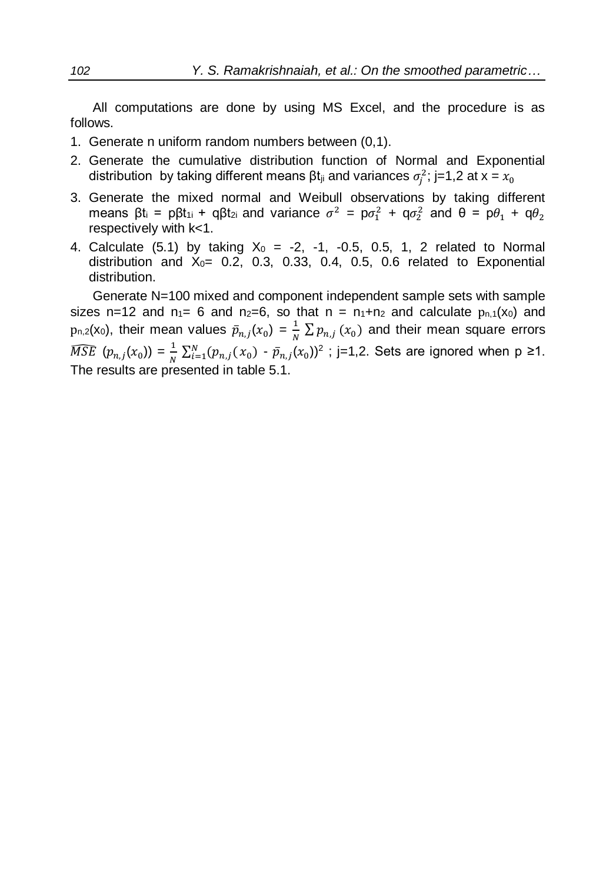All computations are done by using MS Excel, and the procedure is as follows.

1. Generate n uniform random numbers between (0,1).
2. Generate the cumulative distribution function of Normal and Exponential distribution by taking different means $\beta t_{ji}$ and variances $\sigma_j^2$; j=1,2 at x = $x_0$
3. Generate the mixed normal and Weibull observations by taking different means $\beta t_i$ = p$\beta t_{1i}$ + q$\beta t_{2i}$ and variance $\sigma^2$ = p$\sigma_1^2$ + q$\sigma_2^2$ and θ = p$\theta_1$ + q$\theta_2$ respectively with k<1.
4. Calculate (5.1) by taking $X_0$ = -2, -1, -0.5, 0.5, 1, 2 related to Normal distribution and $X_0$= 0.2, 0.3, 0.33, 0.4, 0.5, 0.6 related to Exponential distribution.

Generate N=100 mixed and component independent sample sets with sample sizes n=12 and $n_1$= 6 and $n_2$=6, so that n = $n_1$+$n_2$ and calculate $p_{n,1}(x_0)$ and $p_{n,2}(x_0)$, their mean values $\bar{p}_{n,j}(x_0) = \frac{1}{N}\sum p_{n,j}(x_0)$ and their mean square errors $\widehat{MSE}\ (p_{n,j}(x_0)) = \frac{1}{N}\sum_{i=1}^{N}(p_{n,j}(x_0) - \bar{p}_{n,j}(x_0))^2$ ; j=1,2. Sets are ignored when p ≥1. The results are presented in table 5.1.